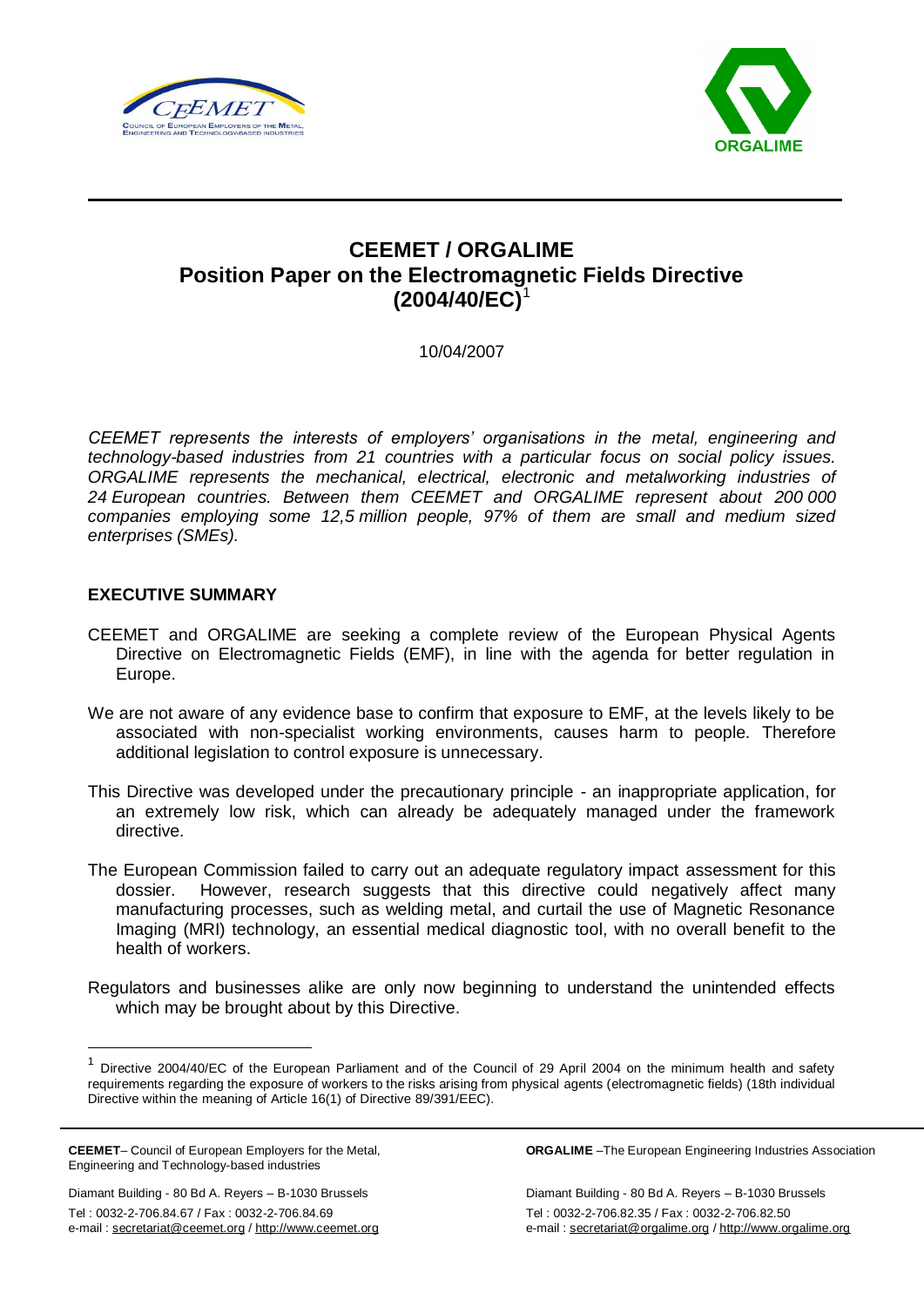# CEEMET / ORGALIME Position Paper on the Electromagnetic Fields Directive (2004/40/EC)[1]

10/04/2007

*CEEMET represents the interests of employers' organisations in the metal, engineering and technology-based industries from 21 countries with a particular focus on social policy issues. ORGALIME represents the mechanical, electrical, electronic and metalworking industries of 24 European countries. Between them CEEMET and ORGALIME represent about 200 000 companies employing some 12,5 million people, 97% of them are small and medium sized enterprises (SMEs).*

## EXECUTIVE SUMMARY

CEEMET and ORGALIME are seeking a complete review of the European Physical Agents Directive on Electromagnetic Fields (EMF), in line with the agenda for better regulation in Europe.

We are not aware of any evidence base to confirm that exposure to EMF, at the levels likely to be associated with non-specialist working environments, causes harm to people. Therefore additional legislation to control exposure is unnecessary.

This Directive was developed under the precautionary principle - an inappropriate application, for an extremely low risk, which can already be adequately managed under the framework directive.

The European Commission failed to carry out an adequate regulatory impact assessment for this dossier. However, research suggests that this directive could negatively affect many manufacturing processes, such as welding metal, and curtail the use of Magnetic Resonance Imaging (MRI) technology, an essential medical diagnostic tool, with no overall benefit to the health of workers.

Regulators and businesses alike are only now beginning to understand the unintended effects which may be brought about by this Directive.

[1] Directive 2004/40/EC of the European Parliament and of the Council of 29 April 2004 on the minimum health and safety requirements regarding the exposure of workers to the risks arising from physical agents (electromagnetic fields) (18th individual Directive within the meaning of Article 16(1) of Directive 89/391/EEC).

**CEEMET**– Council of European Employers for the Metal, Engineering and Technology-based industries

Diamant Building - 80 Bd A. Reyers – B-1030 Brussels
Tel : 0032-2-706.84.67 / Fax : 0032-2-706.84.69
e-mail : secretariat@ceemet.org / http://www.ceemet.org

**ORGALIME** –The European Engineering Industries Association

Diamant Building - 80 Bd A. Reyers – B-1030 Brussels
Tel : 0032-2-706.82.35 / Fax : 0032-2-706.82.50
e-mail : secretariat@orgalime.org / http://www.orgalime.org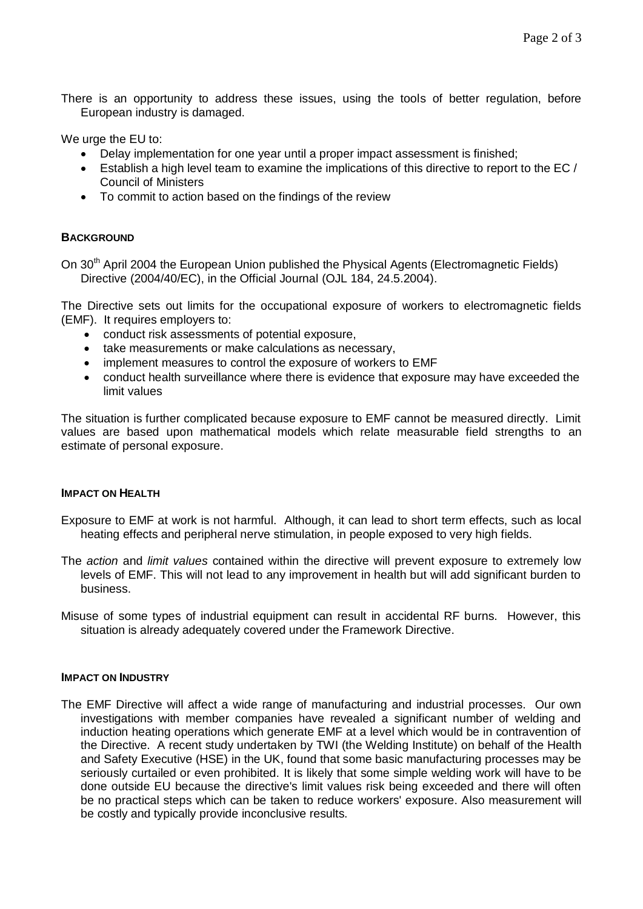There is an opportunity to address these issues, using the tools of better regulation, before European industry is damaged.

We urge the EU to:

- Delay implementation for one year until a proper impact assessment is finished;
- Establish a high level team to examine the implications of this directive to report to the EC / Council of Ministers
- To commit to action based on the findings of the review

## BACKGROUND

On 30th April 2004 the European Union published the Physical Agents (Electromagnetic Fields) Directive (2004/40/EC), in the Official Journal (OJL 184, 24.5.2004).

The Directive sets out limits for the occupational exposure of workers to electromagnetic fields (EMF). It requires employers to:

- conduct risk assessments of potential exposure,
- take measurements or make calculations as necessary,
- implement measures to control the exposure of workers to EMF
- conduct health surveillance where there is evidence that exposure may have exceeded the limit values

The situation is further complicated because exposure to EMF cannot be measured directly. Limit values are based upon mathematical models which relate measurable field strengths to an estimate of personal exposure.

## IMPACT ON HEALTH

Exposure to EMF at work is not harmful. Although, it can lead to short term effects, such as local heating effects and peripheral nerve stimulation, in people exposed to very high fields.

The *action* and *limit values* contained within the directive will prevent exposure to extremely low levels of EMF. This will not lead to any improvement in health but will add significant burden to business.

Misuse of some types of industrial equipment can result in accidental RF burns. However, this situation is already adequately covered under the Framework Directive.

## IMPACT ON INDUSTRY

The EMF Directive will affect a wide range of manufacturing and industrial processes. Our own investigations with member companies have revealed a significant number of welding and induction heating operations which generate EMF at a level which would be in contravention of the Directive. A recent study undertaken by TWI (the Welding Institute) on behalf of the Health and Safety Executive (HSE) in the UK, found that some basic manufacturing processes may be seriously curtailed or even prohibited. It is likely that some simple welding work will have to be done outside EU because the directive's limit values risk being exceeded and there will often be no practical steps which can be taken to reduce workers' exposure. Also measurement will be costly and typically provide inconclusive results.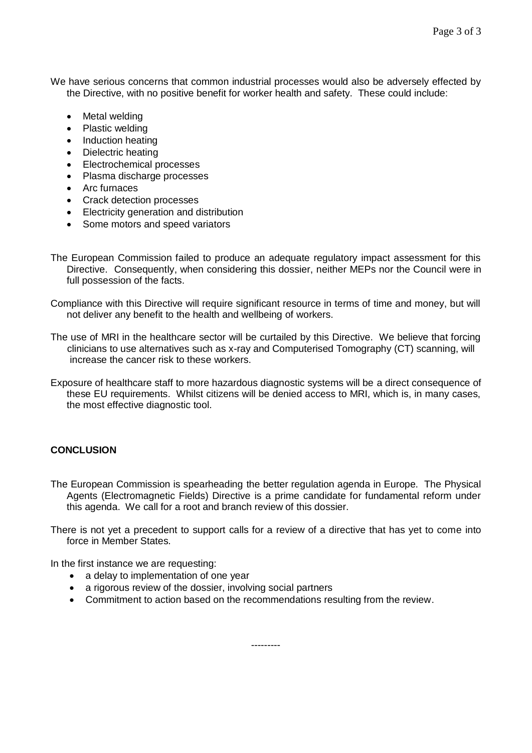We have serious concerns that common industrial processes would also be adversely effected by the Directive, with no positive benefit for worker health and safety. These could include:

- Metal welding
- Plastic welding
- Induction heating
- Dielectric heating
- Electrochemical processes
- Plasma discharge processes
- Arc furnaces
- Crack detection processes
- Electricity generation and distribution
- Some motors and speed variators

The European Commission failed to produce an adequate regulatory impact assessment for this Directive. Consequently, when considering this dossier, neither MEPs nor the Council were in full possession of the facts.

Compliance with this Directive will require significant resource in terms of time and money, but will not deliver any benefit to the health and wellbeing of workers.

The use of MRI in the healthcare sector will be curtailed by this Directive. We believe that forcing clinicians to use alternatives such as x-ray and Computerised Tomography (CT) scanning, will increase the cancer risk to these workers.

Exposure of healthcare staff to more hazardous diagnostic systems will be a direct consequence of these EU requirements. Whilst citizens will be denied access to MRI, which is, in many cases, the most effective diagnostic tool.

**CONCLUSION**

The European Commission is spearheading the better regulation agenda in Europe. The Physical Agents (Electromagnetic Fields) Directive is a prime candidate for fundamental reform under this agenda. We call for a root and branch review of this dossier.

There is not yet a precedent to support calls for a review of a directive that has yet to come into force in Member States.

In the first instance we are requesting:

- a delay to implementation of one year
- a rigorous review of the dossier, involving social partners
- Commitment to action based on the recommendations resulting from the review.

---------